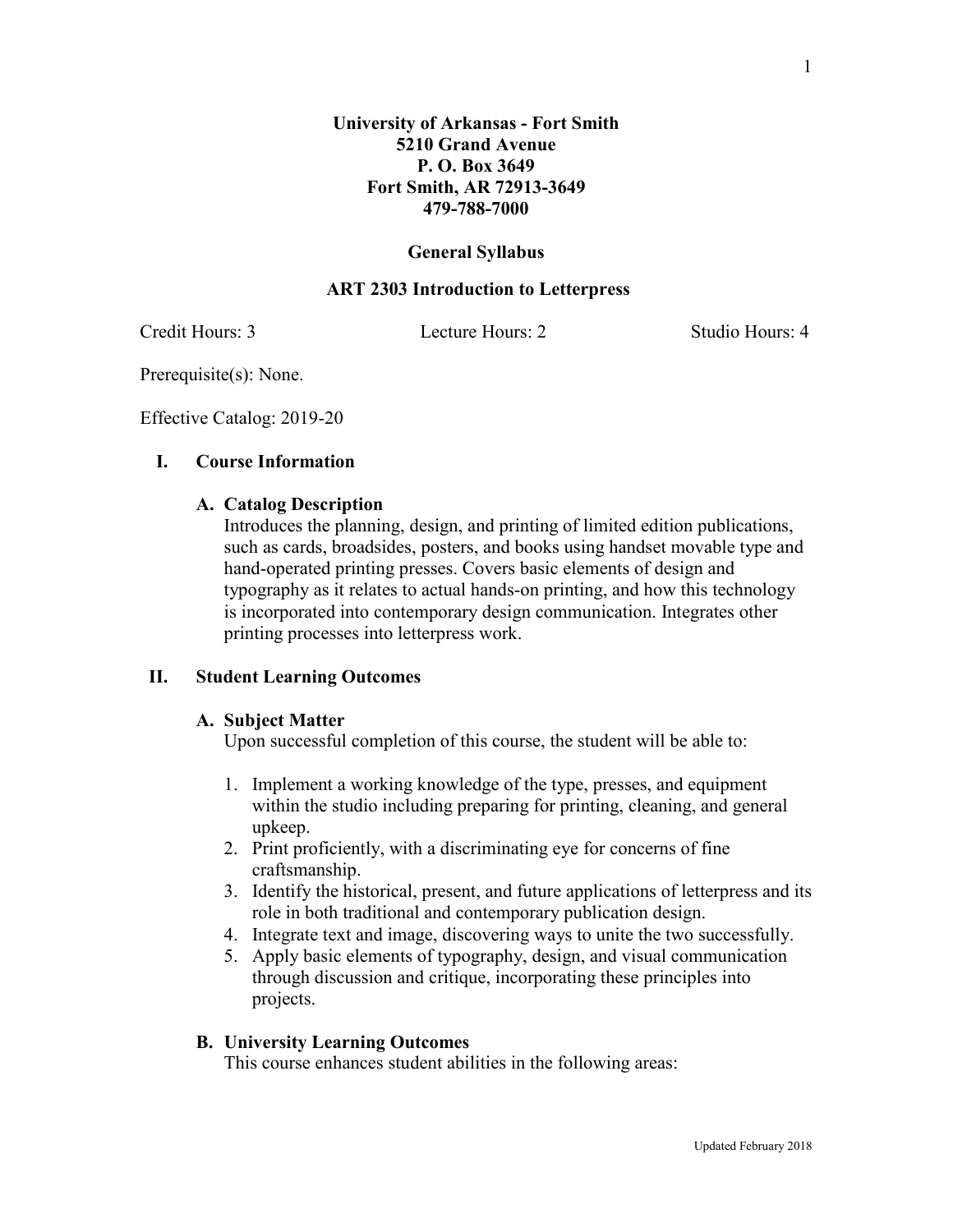**University of Arkansas - Fort Smith**
**5210 Grand Avenue**
**P. O. Box 3649**
**Fort Smith, AR 72913-3649**
**479-788-7000**

**General Syllabus**

**ART 2303 Introduction to Letterpress**

Credit Hours: 3 Lecture Hours: 2 Studio Hours: 4

Prerequisite(s): None.

Effective Catalog: 2019-20

## I. Course Information

### A. Catalog Description

Introduces the planning, design, and printing of limited edition publications, such as cards, broadsides, posters, and books using handset movable type and hand-operated printing presses. Covers basic elements of design and typography as it relates to actual hands-on printing, and how this technology is incorporated into contemporary design communication. Integrates other printing processes into letterpress work.

## II. Student Learning Outcomes

### A. Subject Matter

Upon successful completion of this course, the student will be able to:

1. Implement a working knowledge of the type, presses, and equipment within the studio including preparing for printing, cleaning, and general upkeep.
2. Print proficiently, with a discriminating eye for concerns of fine craftsmanship.
3. Identify the historical, present, and future applications of letterpress and its role in both traditional and contemporary publication design.
4. Integrate text and image, discovering ways to unite the two successfully.
5. Apply basic elements of typography, design, and visual communication through discussion and critique, incorporating these principles into projects.

### B. University Learning Outcomes

This course enhances student abilities in the following areas: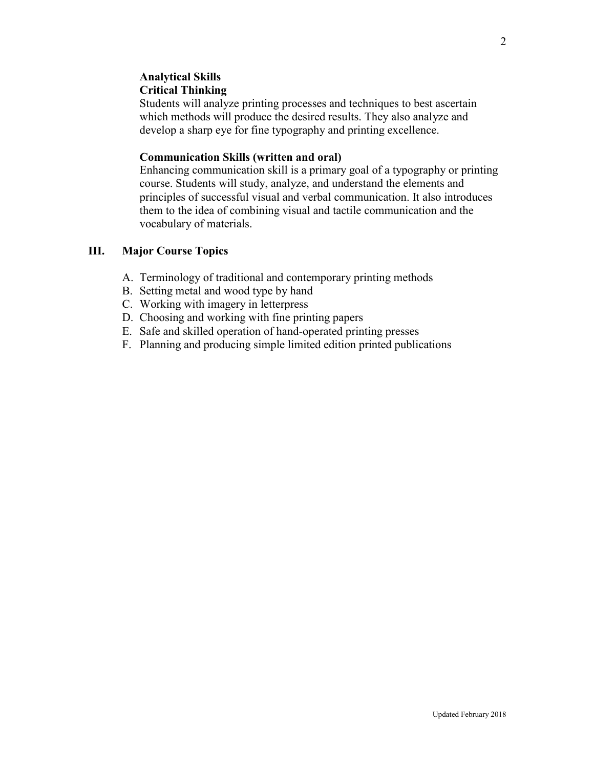**Analytical Skills**
**Critical Thinking**

Students will analyze printing processes and techniques to best ascertain which methods will produce the desired results. They also analyze and develop a sharp eye for fine typography and printing excellence.

**Communication Skills (written and oral)**

Enhancing communication skill is a primary goal of a typography or printing course. Students will study, analyze, and understand the elements and principles of successful visual and verbal communication. It also introduces them to the idea of combining visual and tactile communication and the vocabulary of materials.

## III. Major Course Topics

A. Terminology of traditional and contemporary printing methods
B. Setting metal and wood type by hand
C. Working with imagery in letterpress
D. Choosing and working with fine printing papers
E. Safe and skilled operation of hand-operated printing presses
F. Planning and producing simple limited edition printed publications

Updated February 2018